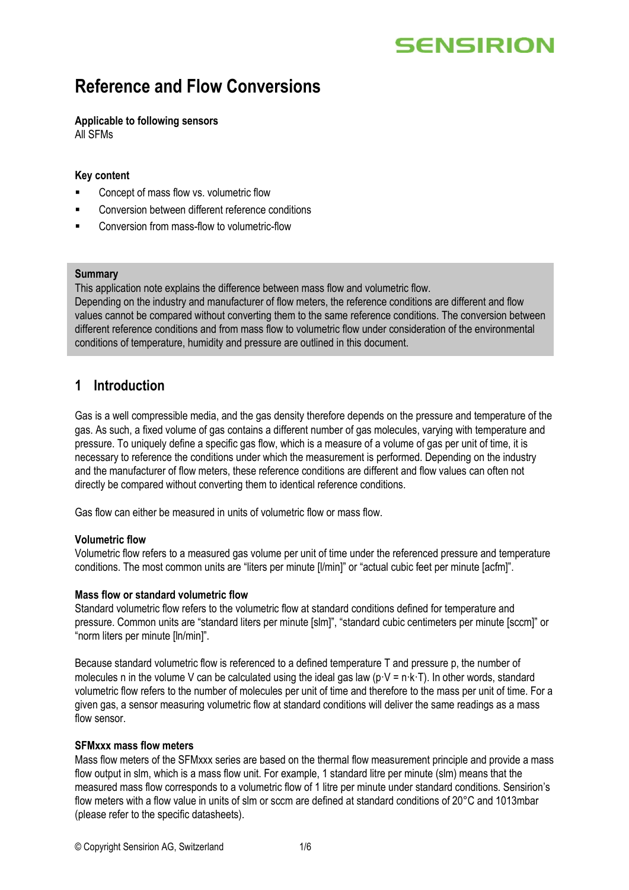# Reference and Flow Conversions

**Applicable to following sensors**
All SFMs

**Key content**

- Concept of mass flow vs. volumetric flow
- Conversion between different reference conditions
- Conversion from mass-flow to volumetric-flow

**Summary**
This application note explains the difference between mass flow and volumetric flow.
Depending on the industry and manufacturer of flow meters, the reference conditions are different and flow values cannot be compared without converting them to the same reference conditions. The conversion between different reference conditions and from mass flow to volumetric flow under consideration of the environmental conditions of temperature, humidity and pressure are outlined in this document.

## 1 Introduction

Gas is a well compressible media, and the gas density therefore depends on the pressure and temperature of the gas. As such, a fixed volume of gas contains a different number of gas molecules, varying with temperature and pressure. To uniquely define a specific gas flow, which is a measure of a volume of gas per unit of time, it is necessary to reference the conditions under which the measurement is performed. Depending on the industry and the manufacturer of flow meters, these reference conditions are different and flow values can often not directly be compared without converting them to identical reference conditions.

Gas flow can either be measured in units of volumetric flow or mass flow.

**Volumetric flow**
Volumetric flow refers to a measured gas volume per unit of time under the referenced pressure and temperature conditions. The most common units are "liters per minute [l/min]" or "actual cubic feet per minute [acfm]".

**Mass flow or standard volumetric flow**
Standard volumetric flow refers to the volumetric flow at standard conditions defined for temperature and pressure. Common units are "standard liters per minute [slm]", "standard cubic centimeters per minute [sccm]" or "norm liters per minute [ln/min]".

Because standard volumetric flow is referenced to a defined temperature T and pressure p, the number of molecules n in the volume V can be calculated using the ideal gas law ($p \cdot V = n \cdot k \cdot T$). In other words, standard volumetric flow refers to the number of molecules per unit of time and therefore to the mass per unit of time. For a given gas, a sensor measuring volumetric flow at standard conditions will deliver the same readings as a mass flow sensor.

**SFMxxx mass flow meters**
Mass flow meters of the SFMxxx series are based on the thermal flow measurement principle and provide a mass flow output in slm, which is a mass flow unit. For example, 1 standard litre per minute (slm) means that the measured mass flow corresponds to a volumetric flow of 1 litre per minute under standard conditions. Sensirion's flow meters with a flow value in units of slm or sccm are defined at standard conditions of 20°C and 1013mbar (please refer to the specific datasheets).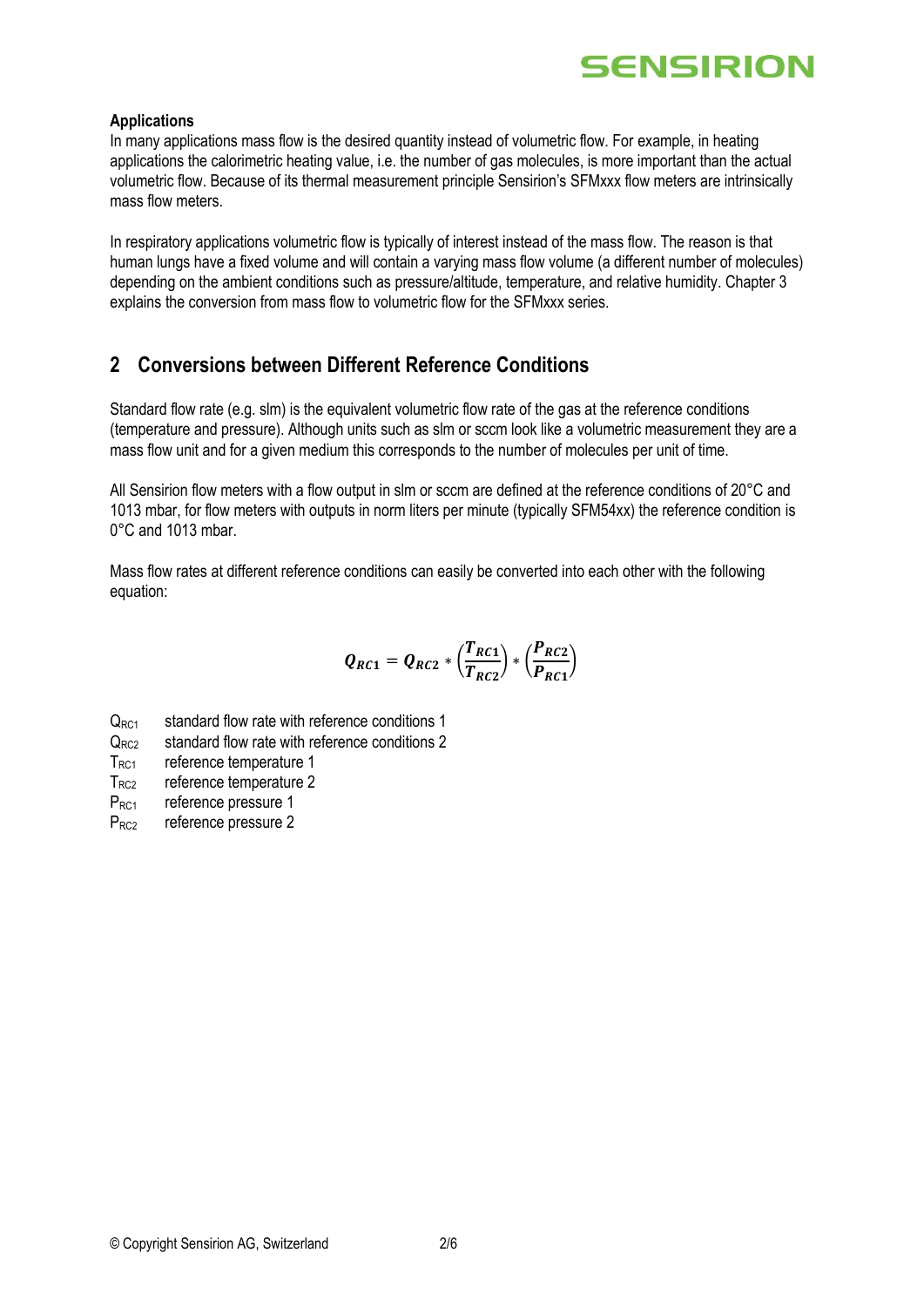**Applications**

In many applications mass flow is the desired quantity instead of volumetric flow. For example, in heating applications the calorimetric heating value, i.e. the number of gas molecules, is more important than the actual volumetric flow. Because of its thermal measurement principle Sensirion's SFMxxx flow meters are intrinsically mass flow meters.

In respiratory applications volumetric flow is typically of interest instead of the mass flow. The reason is that human lungs have a fixed volume and will contain a varying mass flow volume (a different number of molecules) depending on the ambient conditions such as pressure/altitude, temperature, and relative humidity. Chapter 3 explains the conversion from mass flow to volumetric flow for the SFMxxx series.

## 2 Conversions between Different Reference Conditions

Standard flow rate (e.g. slm) is the equivalent volumetric flow rate of the gas at the reference conditions (temperature and pressure). Although units such as slm or sccm look like a volumetric measurement they are a mass flow unit and for a given medium this corresponds to the number of molecules per unit of time.

All Sensirion flow meters with a flow output in slm or sccm are defined at the reference conditions of 20°C and 1013 mbar, for flow meters with outputs in norm liters per minute (typically SFM54xx) the reference condition is 0°C and 1013 mbar.

Mass flow rates at different reference conditions can easily be converted into each other with the following equation:

$$Q_{RC1} = Q_{RC2} * \left(\frac{T_{RC1}}{T_{RC2}}\right) * \left(\frac{P_{RC2}}{P_{RC1}}\right)$$

$Q_{RC1}$ standard flow rate with reference conditions 1

$Q_{RC2}$ standard flow rate with reference conditions 2

$T_{RC1}$ reference temperature 1

$T_{RC2}$ reference temperature 2

$P_{RC1}$ reference pressure 1

$P_{RC2}$ reference pressure 2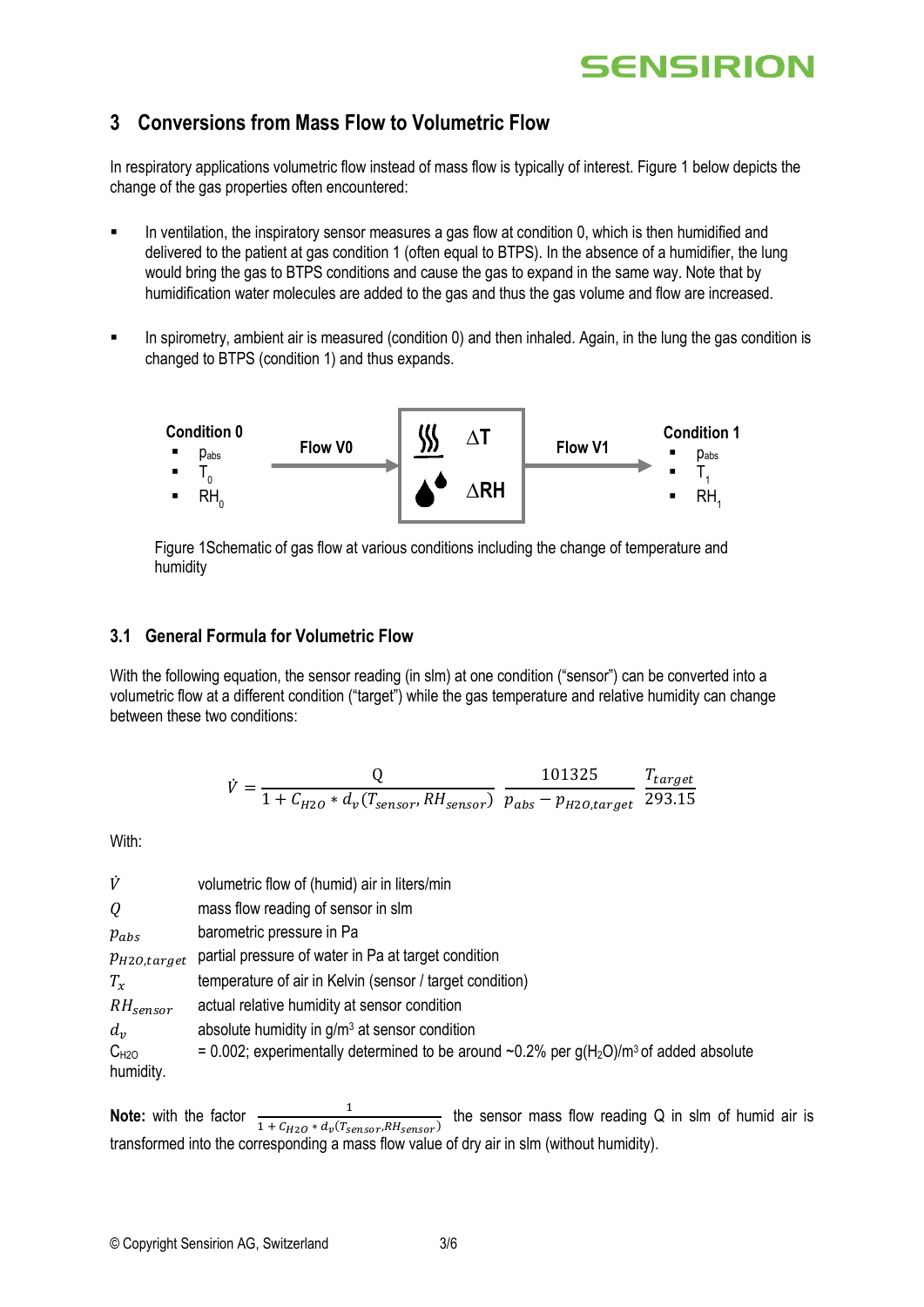## 3 Conversions from Mass Flow to Volumetric Flow

In respiratory applications volumetric flow instead of mass flow is typically of interest. Figure 1 below depicts the change of the gas properties often encountered:

- In ventilation, the inspiratory sensor measures a gas flow at condition 0, which is then humidified and delivered to the patient at gas condition 1 (often equal to BTPS). In the absence of a humidifier, the lung would bring the gas to BTPS conditions and cause the gas to expand in the same way. Note that by humidification water molecules are added to the gas and thus the gas volume and flow are increased.
- In spirometry, ambient air is measured (condition 0) and then inhaled. Again, in the lung the gas condition is changed to BTPS (condition 1) and thus expands.

**Condition 0**
- $p_{abs}$
- $T_0$
- $RH_0$

**Flow V0** → $\Delta T$, $\Delta RH$ → **Flow V1**

**Condition 1**
- $p_{abs}$
- $T_1$
- $RH_1$

Figure 1Schematic of gas flow at various conditions including the change of temperature and humidity

### 3.1 General Formula for Volumetric Flow

With the following equation, the sensor reading (in slm) at one condition ("sensor") can be converted into a volumetric flow at a different condition ("target") while the gas temperature and relative humidity can change between these two conditions:

$$\dot{V} = \frac{Q}{1 + C_{H2O} * d_v(T_{sensor}, RH_{sensor})} \frac{101325}{p_{abs} - p_{H2O,target}} \frac{T_{target}}{293.15}$$

With:

| | |
|---|---|
| $\dot{V}$ | volumetric flow of (humid) air in liters/min |
| $Q$ | mass flow reading of sensor in slm |
| $p_{abs}$ | barometric pressure in Pa |
| $p_{H2O,target}$ | partial pressure of water in Pa at target condition |
| $T_x$ | temperature of air in Kelvin (sensor / target condition) |
| $RH_{sensor}$ | actual relative humidity at sensor condition |
| $d_v$ | absolute humidity in g/m³ at sensor condition |
| $C_{H2O}$ | = 0.002; experimentally determined to be around ~0.2% per g($H_2O$)/m³ of added absolute humidity. |

**Note:** with the factor $\frac{1}{1 + C_{H2O} * d_v(T_{sensor}, RH_{sensor})}$ the sensor mass flow reading Q in slm of humid air is transformed into the corresponding a mass flow value of dry air in slm (without humidity).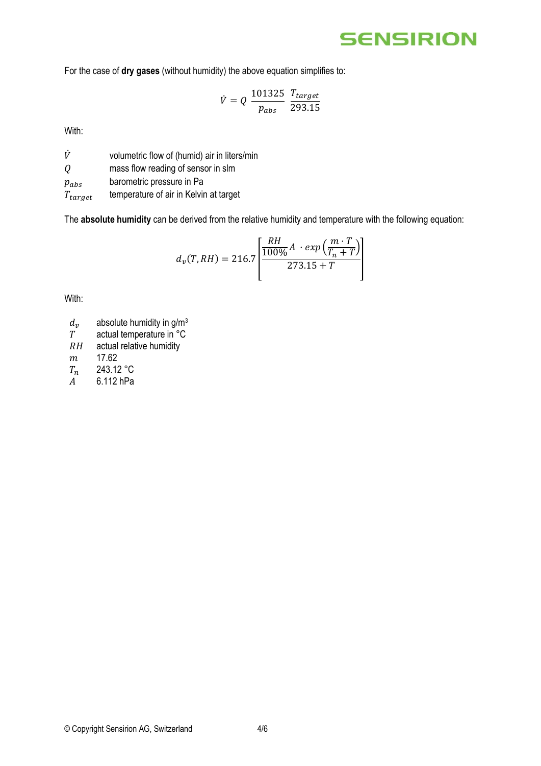For the case of **dry gases** (without humidity) the above equation simplifies to:

$$\dot{V} = Q \; \frac{101325}{p_{abs}} \; \frac{T_{target}}{293.15}$$

With:

| | |
|---|---|
| $\dot{V}$ | volumetric flow of (humid) air in liters/min |
| $Q$ | mass flow reading of sensor in slm |
| $p_{abs}$ | barometric pressure in Pa |
| $T_{target}$ | temperature of air in Kelvin at target |

The **absolute humidity** can be derived from the relative humidity and temperature with the following equation:

$$d_v(T, RH) = 216.7 \left[ \frac{\frac{RH}{100\%} A \; \cdot exp\left(\frac{m \cdot T}{T_n + T}\right)}{273.15 + T} \right]$$

With:

| | |
|---|---|
| $d_v$ | absolute humidity in g/m$^3$ |
| $T$ | actual temperature in °C |
| $RH$ | actual relative humidity |
| $m$ | 17.62 |
| $T_n$ | 243.12 °C |
| $A$ | 6.112 hPa |

© Copyright Sensirion AG, Switzerland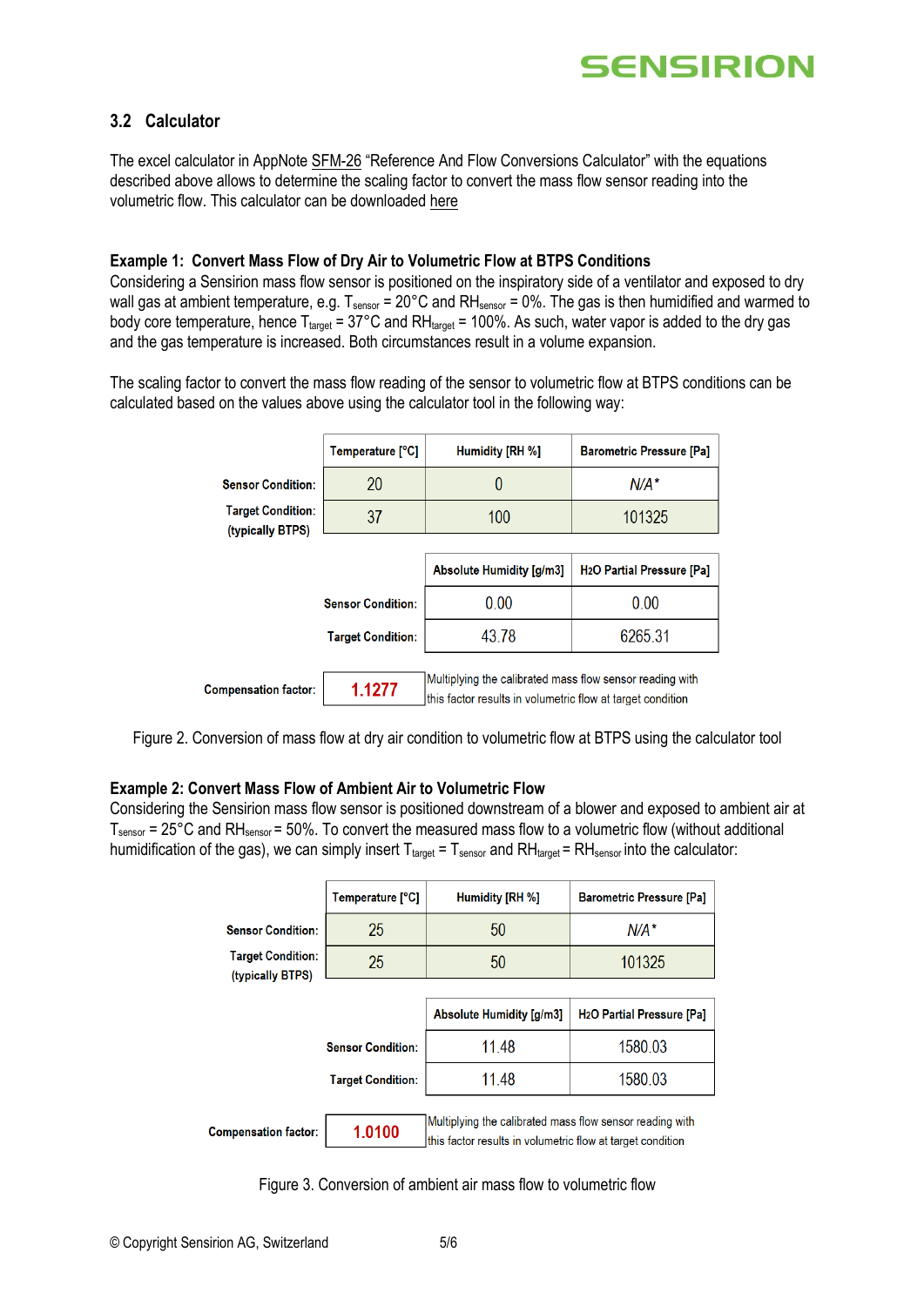### 3.2 Calculator

The excel calculator in AppNote SFM-26 "Reference And Flow Conversions Calculator" with the equations described above allows to determine the scaling factor to convert the mass flow sensor reading into the volumetric flow. This calculator can be downloaded here

**Example 1: Convert Mass Flow of Dry Air to Volumetric Flow at BTPS Conditions**
Considering a Sensirion mass flow sensor is positioned on the inspiratory side of a ventilator and exposed to dry wall gas at ambient temperature, e.g. $T_{sensor}$ = 20°C and $RH_{sensor}$ = 0%. The gas is then humidified and warmed to body core temperature, hence $T_{target}$ = 37°C and $RH_{target}$ = 100%. As such, water vapor is added to the dry gas and the gas temperature is increased. Both circumstances result in a volume expansion.

The scaling factor to convert the mass flow reading of the sensor to volumetric flow at BTPS conditions can be calculated based on the values above using the calculator tool in the following way:

| | Temperature [°C] | Humidity [RH %] | Barometric Pressure [Pa] |
|---|---|---|---|
| Sensor Condition: | 20 | 0 | *N/A\** |
| Target Condition: (typically BTPS) | 37 | 100 | 101325 |

| | Absolute Humidity [g/m3] | H2O Partial Pressure [Pa] |
|---|---|---|
| Sensor Condition: | 0.00 | 0.00 |
| Target Condition: | 43.78 | 6265.31 |

| Compensation factor: | **1.1277** | Multiplying the calibrated mass flow sensor reading with this factor results in volumetric flow at target condition |
|---|---|---|

Figure 2. Conversion of mass flow at dry air condition to volumetric flow at BTPS using the calculator tool

**Example 2: Convert Mass Flow of Ambient Air to Volumetric Flow**
Considering the Sensirion mass flow sensor is positioned downstream of a blower and exposed to ambient air at $T_{sensor}$ = 25°C and $RH_{sensor}$ = 50%. To convert the measured mass flow to a volumetric flow (without additional humidification of the gas), we can simply insert $T_{target}$ = $T_{sensor}$ and $RH_{target}$ = $RH_{sensor}$ into the calculator:

| | Temperature [°C] | Humidity [RH %] | Barometric Pressure [Pa] |
|---|---|---|---|
| Sensor Condition: | 25 | 50 | *N/A\** |
| Target Condition: (typically BTPS) | 25 | 50 | 101325 |

| | Absolute Humidity [g/m3] | H2O Partial Pressure [Pa] |
|---|---|---|
| Sensor Condition: | 11.48 | 1580.03 |
| Target Condition: | 11.48 | 1580.03 |

| Compensation factor: | **1.0100** | Multiplying the calibrated mass flow sensor reading with this factor results in volumetric flow at target condition |
|---|---|---|

Figure 3. Conversion of ambient air mass flow to volumetric flow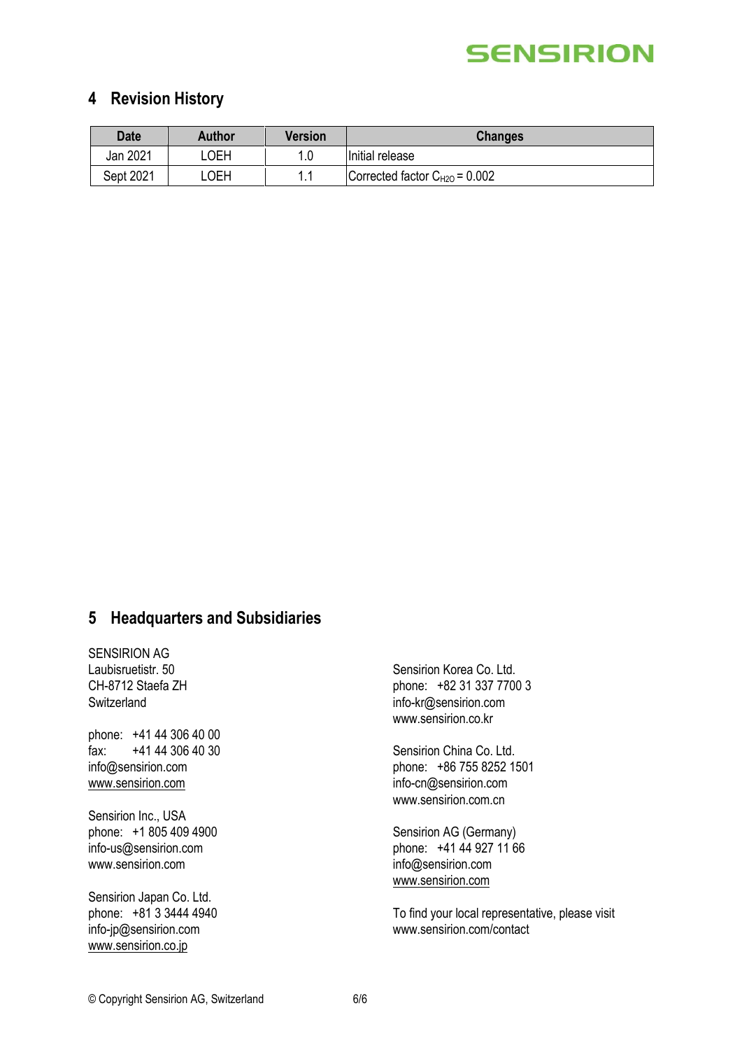## 4 Revision History

| Date | Author | Version | Changes |
|---|---|---|---|
| Jan 2021 | LOEH | 1.0 | Initial release |
| Sept 2021 | LOEH | 1.1 | Corrected factor $C_{H2O}$ = 0.002 |

## 5 Headquarters and Subsidiaries

SENSIRION AG
Laubisruetistr. 50
CH-8712 Staefa ZH
Switzerland

phone: +41 44 306 40 00
fax: +41 44 306 40 30
info@sensirion.com
www.sensirion.com

Sensirion Inc., USA
phone: +1 805 409 4900
info-us@sensirion.com
www.sensirion.com

Sensirion Japan Co. Ltd.
phone: +81 3 3444 4940
info-jp@sensirion.com
www.sensirion.co.jp

Sensirion Korea Co. Ltd.
phone: +82 31 337 7700 3
info-kr@sensirion.com
www.sensirion.co.kr

Sensirion China Co. Ltd.
phone: +86 755 8252 1501
info-cn@sensirion.com
www.sensirion.com.cn

Sensirion AG (Germany)
phone: +41 44 927 11 66
info@sensirion.com
www.sensirion.com

To find your local representative, please visit
www.sensirion.com/contact

© Copyright Sensirion AG, Switzerland